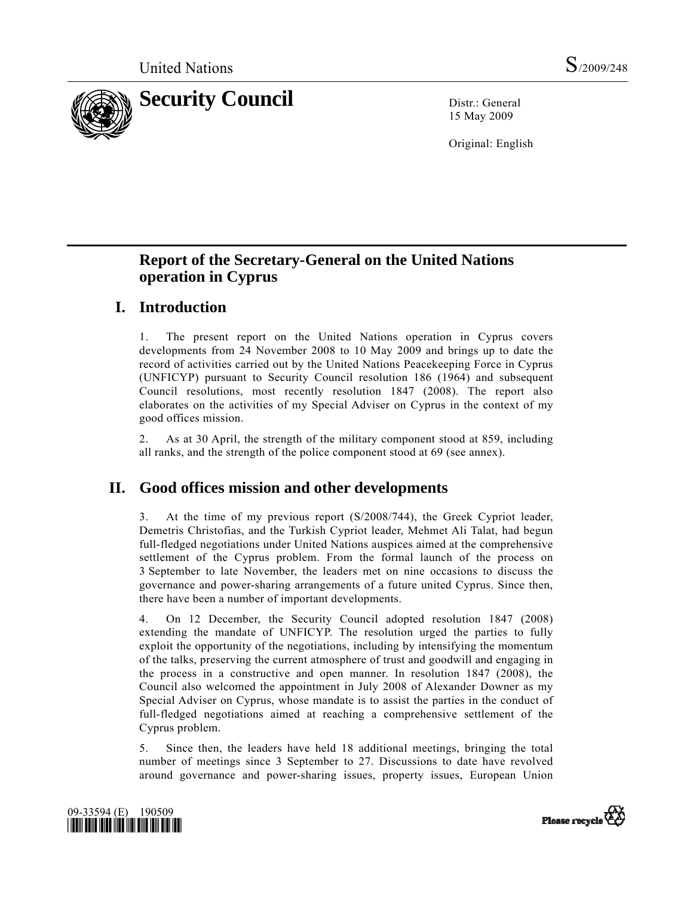United Nations S/2009/248

# Security Council

Distr.: General
15 May 2009

Original: English

## Report of the Secretary-General on the United Nations operation in Cyprus

## I. Introduction

1. The present report on the United Nations operation in Cyprus covers developments from 24 November 2008 to 10 May 2009 and brings up to date the record of activities carried out by the United Nations Peacekeeping Force in Cyprus (UNFICYP) pursuant to Security Council resolution 186 (1964) and subsequent Council resolutions, most recently resolution 1847 (2008). The report also elaborates on the activities of my Special Adviser on Cyprus in the context of my good offices mission.

2. As at 30 April, the strength of the military component stood at 859, including all ranks, and the strength of the police component stood at 69 (see annex).

## II. Good offices mission and other developments

3. At the time of my previous report (S/2008/744), the Greek Cypriot leader, Demetris Christofias, and the Turkish Cypriot leader, Mehmet Ali Talat, had begun full-fledged negotiations under United Nations auspices aimed at the comprehensive settlement of the Cyprus problem. From the formal launch of the process on 3 September to late November, the leaders met on nine occasions to discuss the governance and power-sharing arrangements of a future united Cyprus. Since then, there have been a number of important developments.

4. On 12 December, the Security Council adopted resolution 1847 (2008) extending the mandate of UNFICYP. The resolution urged the parties to fully exploit the opportunity of the negotiations, including by intensifying the momentum of the talks, preserving the current atmosphere of trust and goodwill and engaging in the process in a constructive and open manner. In resolution 1847 (2008), the Council also welcomed the appointment in July 2008 of Alexander Downer as my Special Adviser on Cyprus, whose mandate is to assist the parties in the conduct of full-fledged negotiations aimed at reaching a comprehensive settlement of the Cyprus problem.

5. Since then, the leaders have held 18 additional meetings, bringing the total number of meetings since 3 September to 27. Discussions to date have revolved around governance and power-sharing issues, property issues, European Union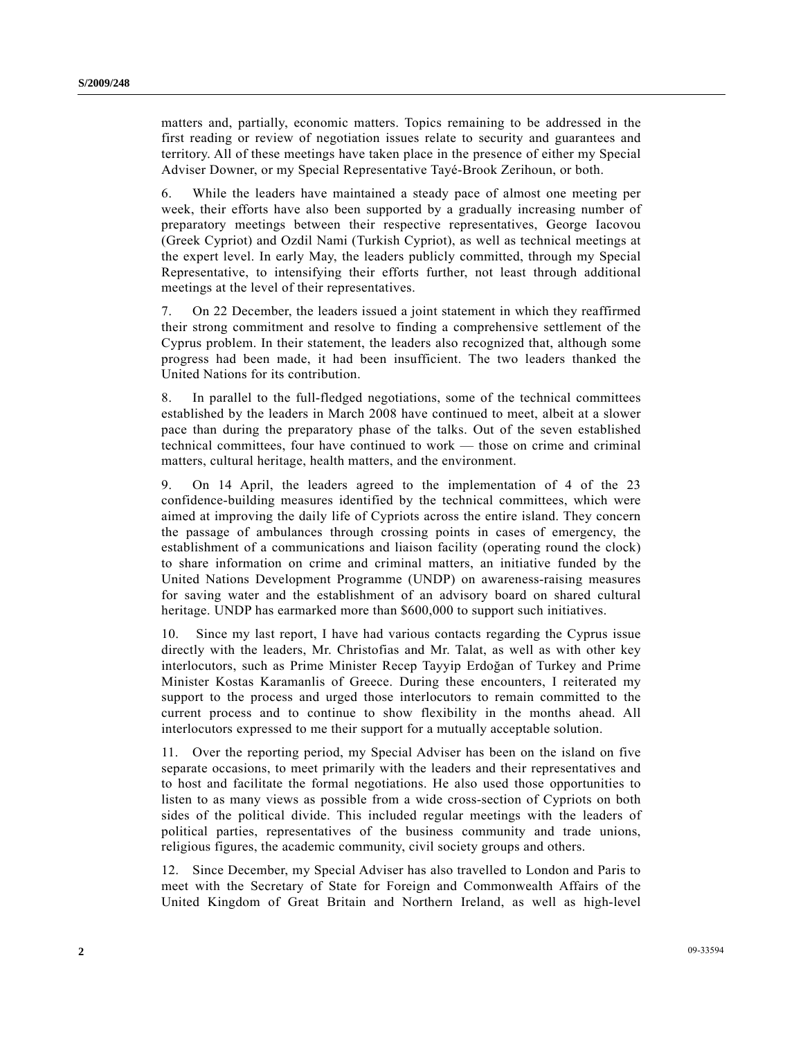matters and, partially, economic matters. Topics remaining to be addressed in the first reading or review of negotiation issues relate to security and guarantees and territory. All of these meetings have taken place in the presence of either my Special Adviser Downer, or my Special Representative Tayé-Brook Zerihoun, or both.

6. While the leaders have maintained a steady pace of almost one meeting per week, their efforts have also been supported by a gradually increasing number of preparatory meetings between their respective representatives, George Iacovou (Greek Cypriot) and Ozdil Nami (Turkish Cypriot), as well as technical meetings at the expert level. In early May, the leaders publicly committed, through my Special Representative, to intensifying their efforts further, not least through additional meetings at the level of their representatives.

7. On 22 December, the leaders issued a joint statement in which they reaffirmed their strong commitment and resolve to finding a comprehensive settlement of the Cyprus problem. In their statement, the leaders also recognized that, although some progress had been made, it had been insufficient. The two leaders thanked the United Nations for its contribution.

8. In parallel to the full-fledged negotiations, some of the technical committees established by the leaders in March 2008 have continued to meet, albeit at a slower pace than during the preparatory phase of the talks. Out of the seven established technical committees, four have continued to work — those on crime and criminal matters, cultural heritage, health matters, and the environment.

9. On 14 April, the leaders agreed to the implementation of 4 of the 23 confidence-building measures identified by the technical committees, which were aimed at improving the daily life of Cypriots across the entire island. They concern the passage of ambulances through crossing points in cases of emergency, the establishment of a communications and liaison facility (operating round the clock) to share information on crime and criminal matters, an initiative funded by the United Nations Development Programme (UNDP) on awareness-raising measures for saving water and the establishment of an advisory board on shared cultural heritage. UNDP has earmarked more than $600,000 to support such initiatives.

10. Since my last report, I have had various contacts regarding the Cyprus issue directly with the leaders, Mr. Christofias and Mr. Talat, as well as with other key interlocutors, such as Prime Minister Recep Tayyip Erdoğan of Turkey and Prime Minister Kostas Karamanlis of Greece. During these encounters, I reiterated my support to the process and urged those interlocutors to remain committed to the current process and to continue to show flexibility in the months ahead. All interlocutors expressed to me their support for a mutually acceptable solution.

11. Over the reporting period, my Special Adviser has been on the island on five separate occasions, to meet primarily with the leaders and their representatives and to host and facilitate the formal negotiations. He also used those opportunities to listen to as many views as possible from a wide cross-section of Cypriots on both sides of the political divide. This included regular meetings with the leaders of political parties, representatives of the business community and trade unions, religious figures, the academic community, civil society groups and others.

12. Since December, my Special Adviser has also travelled to London and Paris to meet with the Secretary of State for Foreign and Commonwealth Affairs of the United Kingdom of Great Britain and Northern Ireland, as well as high-level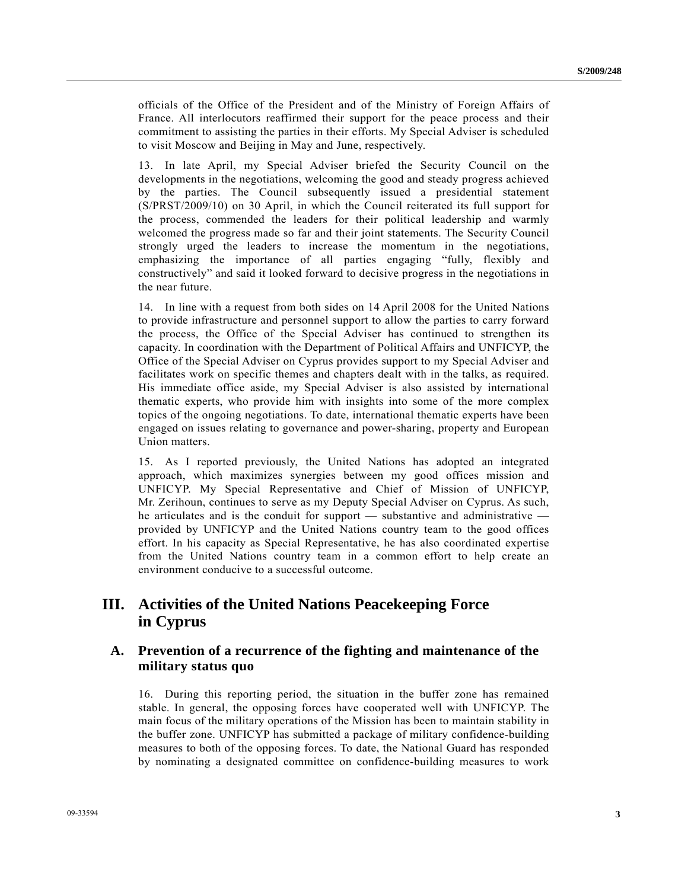officials of the Office of the President and of the Ministry of Foreign Affairs of France. All interlocutors reaffirmed their support for the peace process and their commitment to assisting the parties in their efforts. My Special Adviser is scheduled to visit Moscow and Beijing in May and June, respectively.

13. In late April, my Special Adviser briefed the Security Council on the developments in the negotiations, welcoming the good and steady progress achieved by the parties. The Council subsequently issued a presidential statement (S/PRST/2009/10) on 30 April, in which the Council reiterated its full support for the process, commended the leaders for their political leadership and warmly welcomed the progress made so far and their joint statements. The Security Council strongly urged the leaders to increase the momentum in the negotiations, emphasizing the importance of all parties engaging "fully, flexibly and constructively" and said it looked forward to decisive progress in the negotiations in the near future.

14. In line with a request from both sides on 14 April 2008 for the United Nations to provide infrastructure and personnel support to allow the parties to carry forward the process, the Office of the Special Adviser has continued to strengthen its capacity. In coordination with the Department of Political Affairs and UNFICYP, the Office of the Special Adviser on Cyprus provides support to my Special Adviser and facilitates work on specific themes and chapters dealt with in the talks, as required. His immediate office aside, my Special Adviser is also assisted by international thematic experts, who provide him with insights into some of the more complex topics of the ongoing negotiations. To date, international thematic experts have been engaged on issues relating to governance and power-sharing, property and European Union matters.

15. As I reported previously, the United Nations has adopted an integrated approach, which maximizes synergies between my good offices mission and UNFICYP. My Special Representative and Chief of Mission of UNFICYP, Mr. Zerihoun, continues to serve as my Deputy Special Adviser on Cyprus. As such, he articulates and is the conduit for support — substantive and administrative — provided by UNFICYP and the United Nations country team to the good offices effort. In his capacity as Special Representative, he has also coordinated expertise from the United Nations country team in a common effort to help create an environment conducive to a successful outcome.

# III. Activities of the United Nations Peacekeeping Force in Cyprus

## A. Prevention of a recurrence of the fighting and maintenance of the military status quo

16. During this reporting period, the situation in the buffer zone has remained stable. In general, the opposing forces have cooperated well with UNFICYP. The main focus of the military operations of the Mission has been to maintain stability in the buffer zone. UNFICYP has submitted a package of military confidence-building measures to both of the opposing forces. To date, the National Guard has responded by nominating a designated committee on confidence-building measures to work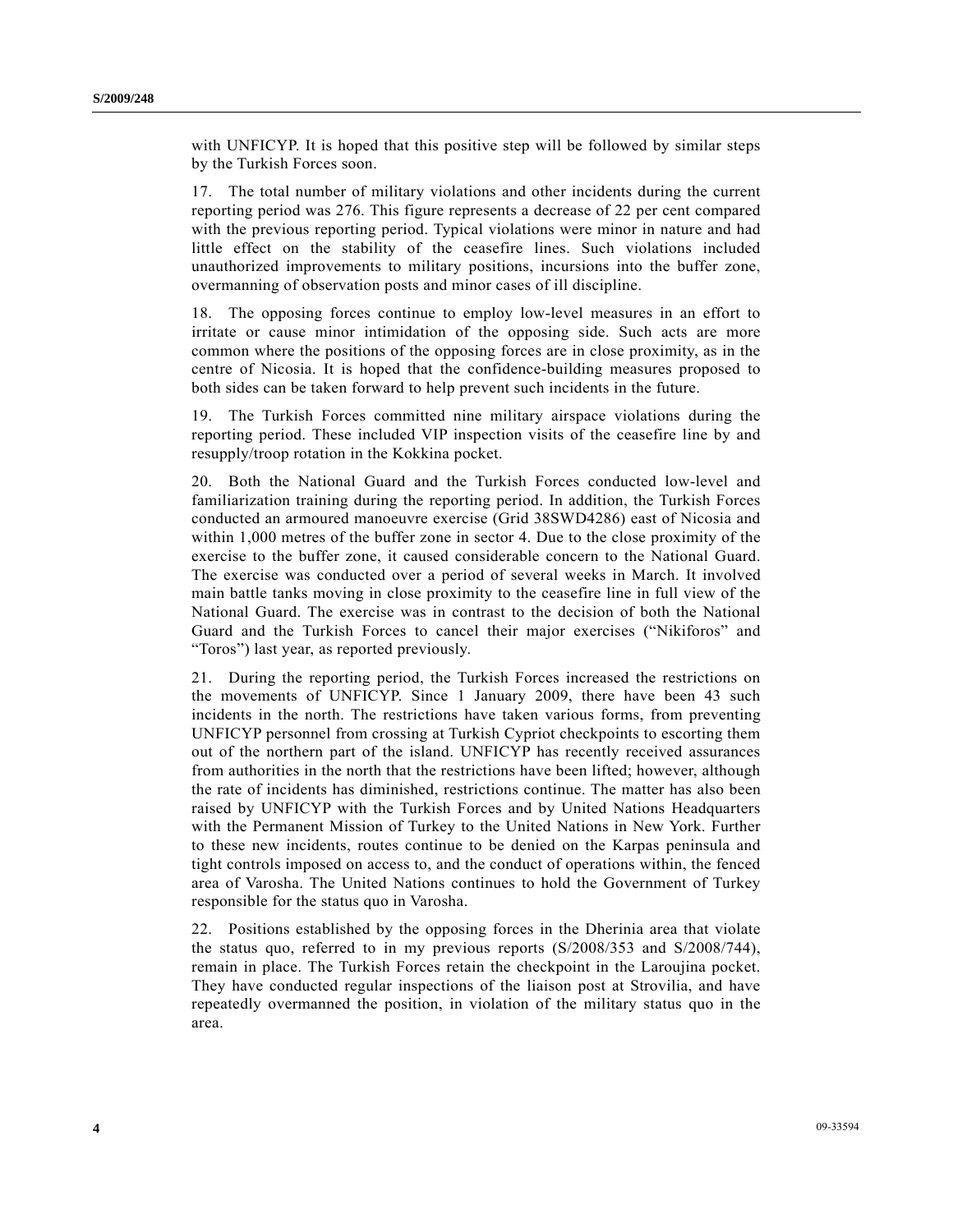with UNFICYP. It is hoped that this positive step will be followed by similar steps by the Turkish Forces soon.

17. The total number of military violations and other incidents during the current reporting period was 276. This figure represents a decrease of 22 per cent compared with the previous reporting period. Typical violations were minor in nature and had little effect on the stability of the ceasefire lines. Such violations included unauthorized improvements to military positions, incursions into the buffer zone, overmanning of observation posts and minor cases of ill discipline.

18. The opposing forces continue to employ low-level measures in an effort to irritate or cause minor intimidation of the opposing side. Such acts are more common where the positions of the opposing forces are in close proximity, as in the centre of Nicosia. It is hoped that the confidence-building measures proposed to both sides can be taken forward to help prevent such incidents in the future.

19. The Turkish Forces committed nine military airspace violations during the reporting period. These included VIP inspection visits of the ceasefire line by and resupply/troop rotation in the Kokkina pocket.

20. Both the National Guard and the Turkish Forces conducted low-level and familiarization training during the reporting period. In addition, the Turkish Forces conducted an armoured manoeuvre exercise (Grid 38SWD4286) east of Nicosia and within 1,000 metres of the buffer zone in sector 4. Due to the close proximity of the exercise to the buffer zone, it caused considerable concern to the National Guard. The exercise was conducted over a period of several weeks in March. It involved main battle tanks moving in close proximity to the ceasefire line in full view of the National Guard. The exercise was in contrast to the decision of both the National Guard and the Turkish Forces to cancel their major exercises ("Nikiforos" and "Toros") last year, as reported previously.

21. During the reporting period, the Turkish Forces increased the restrictions on the movements of UNFICYP. Since 1 January 2009, there have been 43 such incidents in the north. The restrictions have taken various forms, from preventing UNFICYP personnel from crossing at Turkish Cypriot checkpoints to escorting them out of the northern part of the island. UNFICYP has recently received assurances from authorities in the north that the restrictions have been lifted; however, although the rate of incidents has diminished, restrictions continue. The matter has also been raised by UNFICYP with the Turkish Forces and by United Nations Headquarters with the Permanent Mission of Turkey to the United Nations in New York. Further to these new incidents, routes continue to be denied on the Karpas peninsula and tight controls imposed on access to, and the conduct of operations within, the fenced area of Varosha. The United Nations continues to hold the Government of Turkey responsible for the status quo in Varosha.

22. Positions established by the opposing forces in the Dherinia area that violate the status quo, referred to in my previous reports (S/2008/353 and S/2008/744), remain in place. The Turkish Forces retain the checkpoint in the Laroujina pocket. They have conducted regular inspections of the liaison post at Strovilia, and have repeatedly overmanned the position, in violation of the military status quo in the area.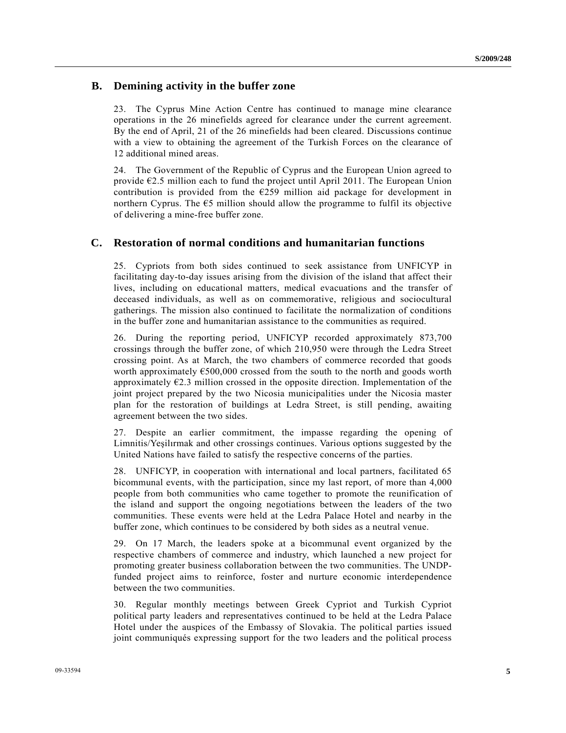## B. Demining activity in the buffer zone

23. The Cyprus Mine Action Centre has continued to manage mine clearance operations in the 26 minefields agreed for clearance under the current agreement. By the end of April, 21 of the 26 minefields had been cleared. Discussions continue with a view to obtaining the agreement of the Turkish Forces on the clearance of 12 additional mined areas.

24. The Government of the Republic of Cyprus and the European Union agreed to provide €2.5 million each to fund the project until April 2011. The European Union contribution is provided from the €259 million aid package for development in northern Cyprus. The €5 million should allow the programme to fulfil its objective of delivering a mine-free buffer zone.

## C. Restoration of normal conditions and humanitarian functions

25. Cypriots from both sides continued to seek assistance from UNFICYP in facilitating day-to-day issues arising from the division of the island that affect their lives, including on educational matters, medical evacuations and the transfer of deceased individuals, as well as on commemorative, religious and sociocultural gatherings. The mission also continued to facilitate the normalization of conditions in the buffer zone and humanitarian assistance to the communities as required.

26. During the reporting period, UNFICYP recorded approximately 873,700 crossings through the buffer zone, of which 210,950 were through the Ledra Street crossing point. As at March, the two chambers of commerce recorded that goods worth approximately €500,000 crossed from the south to the north and goods worth approximately €2.3 million crossed in the opposite direction. Implementation of the joint project prepared by the two Nicosia municipalities under the Nicosia master plan for the restoration of buildings at Ledra Street, is still pending, awaiting agreement between the two sides.

27. Despite an earlier commitment, the impasse regarding the opening of Limnitis/Yeşilırmak and other crossings continues. Various options suggested by the United Nations have failed to satisfy the respective concerns of the parties.

28. UNFICYP, in cooperation with international and local partners, facilitated 65 bicommunal events, with the participation, since my last report, of more than 4,000 people from both communities who came together to promote the reunification of the island and support the ongoing negotiations between the leaders of the two communities. These events were held at the Ledra Palace Hotel and nearby in the buffer zone, which continues to be considered by both sides as a neutral venue.

29. On 17 March, the leaders spoke at a bicommunal event organized by the respective chambers of commerce and industry, which launched a new project for promoting greater business collaboration between the two communities. The UNDP-funded project aims to reinforce, foster and nurture economic interdependence between the two communities.

30. Regular monthly meetings between Greek Cypriot and Turkish Cypriot political party leaders and representatives continued to be held at the Ledra Palace Hotel under the auspices of the Embassy of Slovakia. The political parties issued joint communiqués expressing support for the two leaders and the political process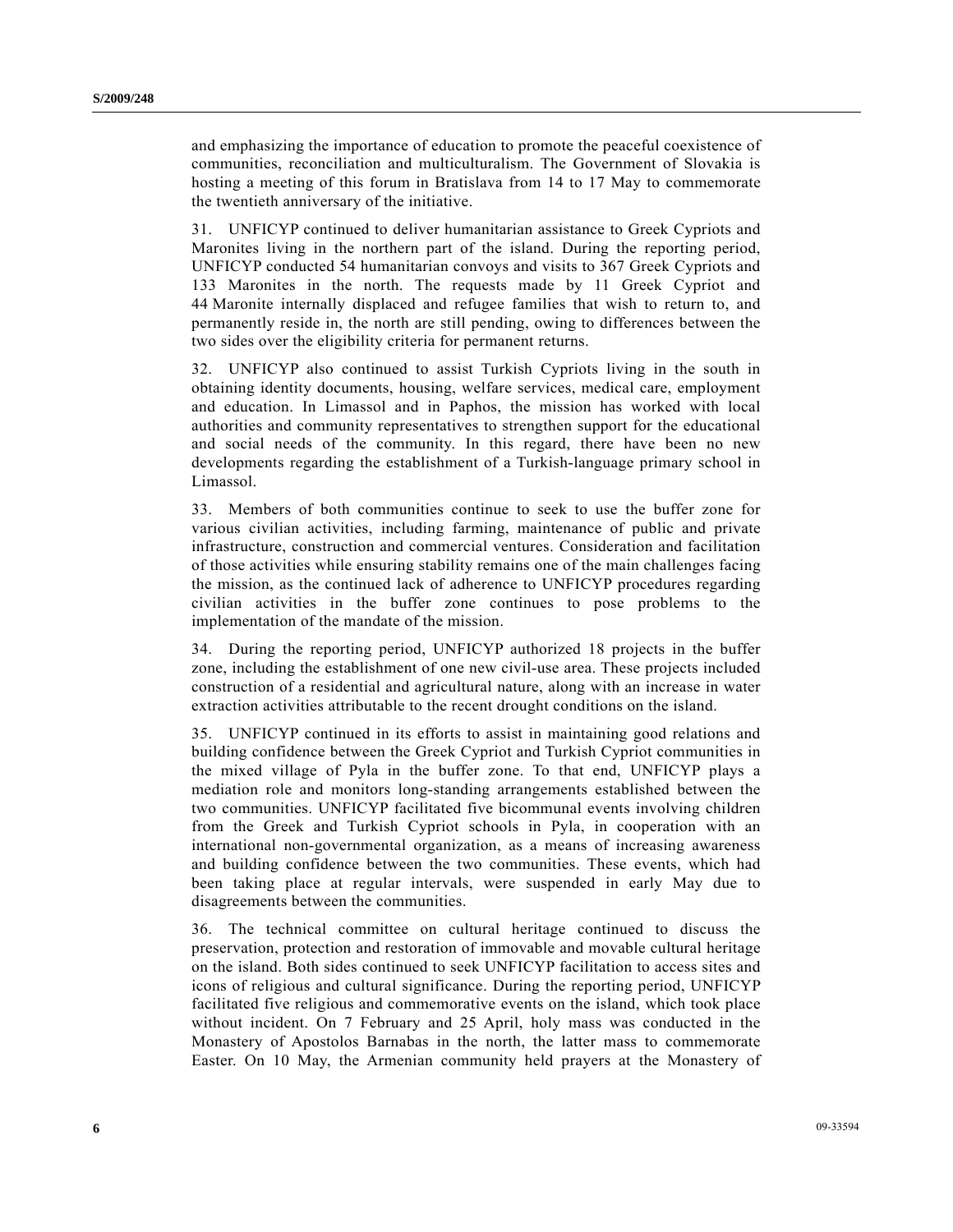and emphasizing the importance of education to promote the peaceful coexistence of communities, reconciliation and multiculturalism. The Government of Slovakia is hosting a meeting of this forum in Bratislava from 14 to 17 May to commemorate the twentieth anniversary of the initiative.

31. UNFICYP continued to deliver humanitarian assistance to Greek Cypriots and Maronites living in the northern part of the island. During the reporting period, UNFICYP conducted 54 humanitarian convoys and visits to 367 Greek Cypriots and 133 Maronites in the north. The requests made by 11 Greek Cypriot and 44 Maronite internally displaced and refugee families that wish to return to, and permanently reside in, the north are still pending, owing to differences between the two sides over the eligibility criteria for permanent returns.

32. UNFICYP also continued to assist Turkish Cypriots living in the south in obtaining identity documents, housing, welfare services, medical care, employment and education. In Limassol and in Paphos, the mission has worked with local authorities and community representatives to strengthen support for the educational and social needs of the community. In this regard, there have been no new developments regarding the establishment of a Turkish-language primary school in Limassol.

33. Members of both communities continue to seek to use the buffer zone for various civilian activities, including farming, maintenance of public and private infrastructure, construction and commercial ventures. Consideration and facilitation of those activities while ensuring stability remains one of the main challenges facing the mission, as the continued lack of adherence to UNFICYP procedures regarding civilian activities in the buffer zone continues to pose problems to the implementation of the mandate of the mission.

34. During the reporting period, UNFICYP authorized 18 projects in the buffer zone, including the establishment of one new civil-use area. These projects included construction of a residential and agricultural nature, along with an increase in water extraction activities attributable to the recent drought conditions on the island.

35. UNFICYP continued in its efforts to assist in maintaining good relations and building confidence between the Greek Cypriot and Turkish Cypriot communities in the mixed village of Pyla in the buffer zone. To that end, UNFICYP plays a mediation role and monitors long-standing arrangements established between the two communities. UNFICYP facilitated five bicommunal events involving children from the Greek and Turkish Cypriot schools in Pyla, in cooperation with an international non-governmental organization, as a means of increasing awareness and building confidence between the two communities. These events, which had been taking place at regular intervals, were suspended in early May due to disagreements between the communities.

36. The technical committee on cultural heritage continued to discuss the preservation, protection and restoration of immovable and movable cultural heritage on the island. Both sides continued to seek UNFICYP facilitation to access sites and icons of religious and cultural significance. During the reporting period, UNFICYP facilitated five religious and commemorative events on the island, which took place without incident. On 7 February and 25 April, holy mass was conducted in the Monastery of Apostolos Barnabas in the north, the latter mass to commemorate Easter. On 10 May, the Armenian community held prayers at the Monastery of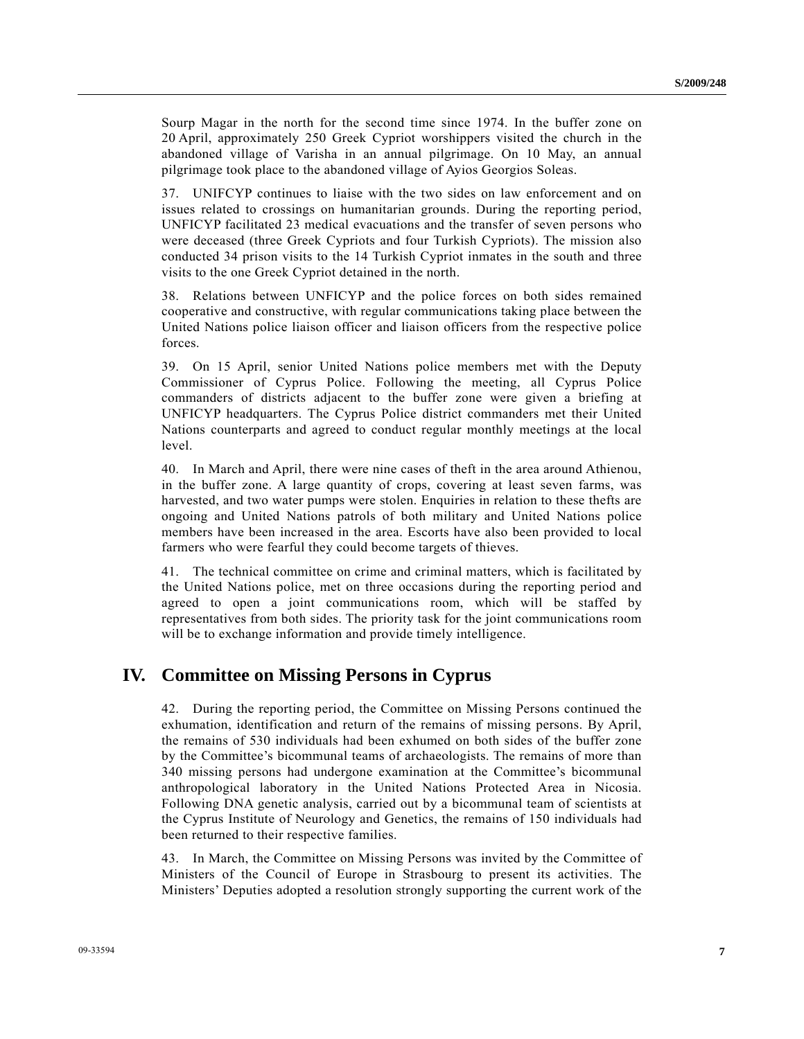Sourp Magar in the north for the second time since 1974. In the buffer zone on 20 April, approximately 250 Greek Cypriot worshippers visited the church in the abandoned village of Varisha in an annual pilgrimage. On 10 May, an annual pilgrimage took place to the abandoned village of Ayios Georgios Soleas.

37. UNIFCYP continues to liaise with the two sides on law enforcement and on issues related to crossings on humanitarian grounds. During the reporting period, UNFICYP facilitated 23 medical evacuations and the transfer of seven persons who were deceased (three Greek Cypriots and four Turkish Cypriots). The mission also conducted 34 prison visits to the 14 Turkish Cypriot inmates in the south and three visits to the one Greek Cypriot detained in the north.

38. Relations between UNFICYP and the police forces on both sides remained cooperative and constructive, with regular communications taking place between the United Nations police liaison officer and liaison officers from the respective police forces.

39. On 15 April, senior United Nations police members met with the Deputy Commissioner of Cyprus Police. Following the meeting, all Cyprus Police commanders of districts adjacent to the buffer zone were given a briefing at UNFICYP headquarters. The Cyprus Police district commanders met their United Nations counterparts and agreed to conduct regular monthly meetings at the local level.

40. In March and April, there were nine cases of theft in the area around Athienou, in the buffer zone. A large quantity of crops, covering at least seven farms, was harvested, and two water pumps were stolen. Enquiries in relation to these thefts are ongoing and United Nations patrols of both military and United Nations police members have been increased in the area. Escorts have also been provided to local farmers who were fearful they could become targets of thieves.

41. The technical committee on crime and criminal matters, which is facilitated by the United Nations police, met on three occasions during the reporting period and agreed to open a joint communications room, which will be staffed by representatives from both sides. The priority task for the joint communications room will be to exchange information and provide timely intelligence.

## IV. Committee on Missing Persons in Cyprus

42. During the reporting period, the Committee on Missing Persons continued the exhumation, identification and return of the remains of missing persons. By April, the remains of 530 individuals had been exhumed on both sides of the buffer zone by the Committee's bicommunal teams of archaeologists. The remains of more than 340 missing persons had undergone examination at the Committee's bicommunal anthropological laboratory in the United Nations Protected Area in Nicosia. Following DNA genetic analysis, carried out by a bicommunal team of scientists at the Cyprus Institute of Neurology and Genetics, the remains of 150 individuals had been returned to their respective families.

43. In March, the Committee on Missing Persons was invited by the Committee of Ministers of the Council of Europe in Strasbourg to present its activities. The Ministers' Deputies adopted a resolution strongly supporting the current work of the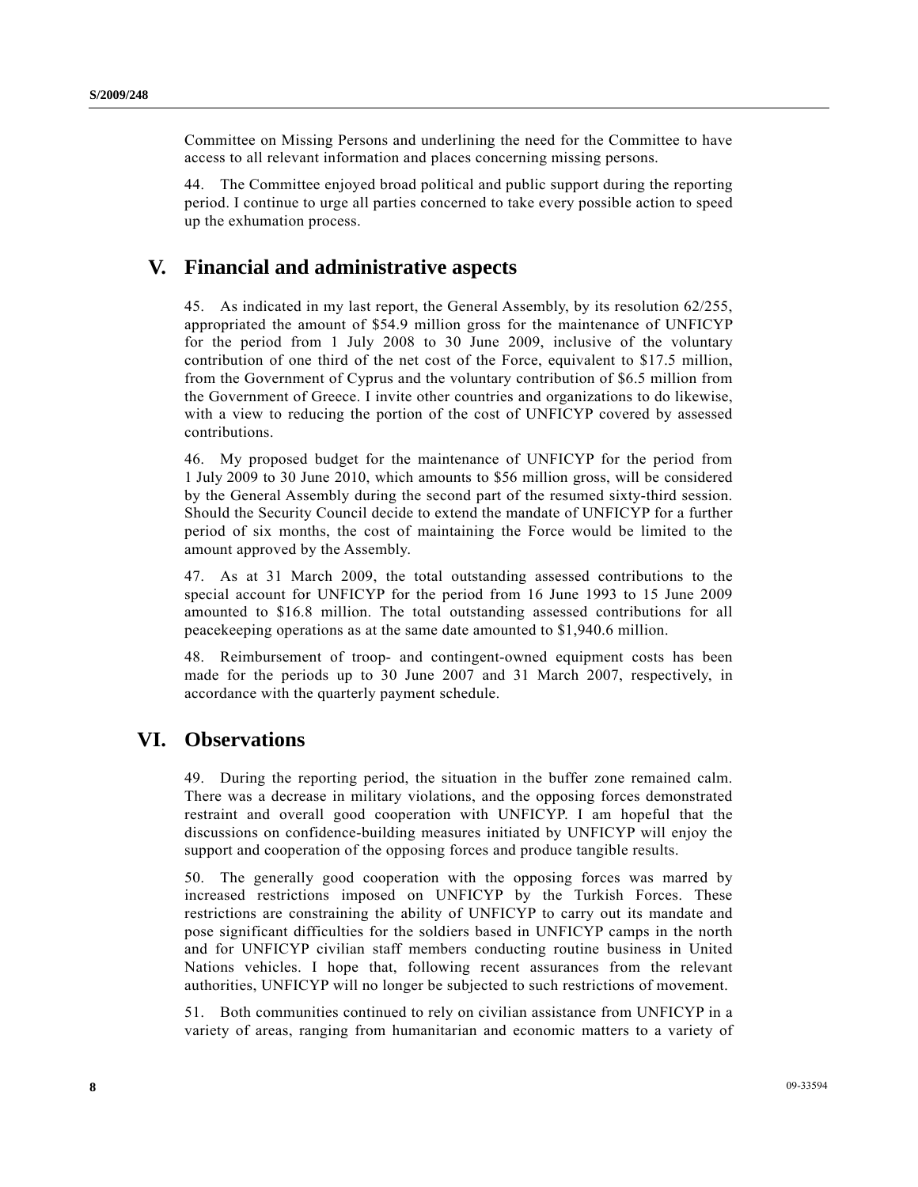Committee on Missing Persons and underlining the need for the Committee to have access to all relevant information and places concerning missing persons.

44. The Committee enjoyed broad political and public support during the reporting period. I continue to urge all parties concerned to take every possible action to speed up the exhumation process.

# V. Financial and administrative aspects

45. As indicated in my last report, the General Assembly, by its resolution 62/255, appropriated the amount of $54.9 million gross for the maintenance of UNFICYP for the period from 1 July 2008 to 30 June 2009, inclusive of the voluntary contribution of one third of the net cost of the Force, equivalent to $17.5 million, from the Government of Cyprus and the voluntary contribution of $6.5 million from the Government of Greece. I invite other countries and organizations to do likewise, with a view to reducing the portion of the cost of UNFICYP covered by assessed contributions.

46. My proposed budget for the maintenance of UNFICYP for the period from 1 July 2009 to 30 June 2010, which amounts to $56 million gross, will be considered by the General Assembly during the second part of the resumed sixty-third session. Should the Security Council decide to extend the mandate of UNFICYP for a further period of six months, the cost of maintaining the Force would be limited to the amount approved by the Assembly.

47. As at 31 March 2009, the total outstanding assessed contributions to the special account for UNFICYP for the period from 16 June 1993 to 15 June 2009 amounted to $16.8 million. The total outstanding assessed contributions for all peacekeeping operations as at the same date amounted to $1,940.6 million.

48. Reimbursement of troop- and contingent-owned equipment costs has been made for the periods up to 30 June 2007 and 31 March 2007, respectively, in accordance with the quarterly payment schedule.

# VI. Observations

49. During the reporting period, the situation in the buffer zone remained calm. There was a decrease in military violations, and the opposing forces demonstrated restraint and overall good cooperation with UNFICYP. I am hopeful that the discussions on confidence-building measures initiated by UNFICYP will enjoy the support and cooperation of the opposing forces and produce tangible results.

50. The generally good cooperation with the opposing forces was marred by increased restrictions imposed on UNFICYP by the Turkish Forces. These restrictions are constraining the ability of UNFICYP to carry out its mandate and pose significant difficulties for the soldiers based in UNFICYP camps in the north and for UNFICYP civilian staff members conducting routine business in United Nations vehicles. I hope that, following recent assurances from the relevant authorities, UNFICYP will no longer be subjected to such restrictions of movement.

51. Both communities continued to rely on civilian assistance from UNFICYP in a variety of areas, ranging from humanitarian and economic matters to a variety of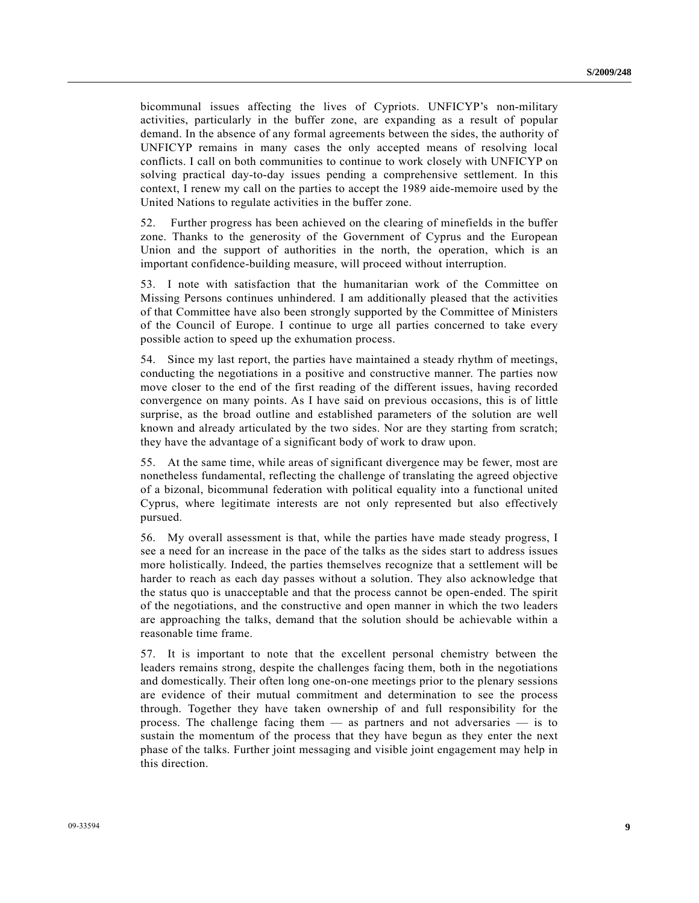bicommunal issues affecting the lives of Cypriots. UNFICYP's non-military activities, particularly in the buffer zone, are expanding as a result of popular demand. In the absence of any formal agreements between the sides, the authority of UNFICYP remains in many cases the only accepted means of resolving local conflicts. I call on both communities to continue to work closely with UNFICYP on solving practical day-to-day issues pending a comprehensive settlement. In this context, I renew my call on the parties to accept the 1989 aide-memoire used by the United Nations to regulate activities in the buffer zone.

52. Further progress has been achieved on the clearing of minefields in the buffer zone. Thanks to the generosity of the Government of Cyprus and the European Union and the support of authorities in the north, the operation, which is an important confidence-building measure, will proceed without interruption.

53. I note with satisfaction that the humanitarian work of the Committee on Missing Persons continues unhindered. I am additionally pleased that the activities of that Committee have also been strongly supported by the Committee of Ministers of the Council of Europe. I continue to urge all parties concerned to take every possible action to speed up the exhumation process.

54. Since my last report, the parties have maintained a steady rhythm of meetings, conducting the negotiations in a positive and constructive manner. The parties now move closer to the end of the first reading of the different issues, having recorded convergence on many points. As I have said on previous occasions, this is of little surprise, as the broad outline and established parameters of the solution are well known and already articulated by the two sides. Nor are they starting from scratch; they have the advantage of a significant body of work to draw upon.

55. At the same time, while areas of significant divergence may be fewer, most are nonetheless fundamental, reflecting the challenge of translating the agreed objective of a bizonal, bicommunal federation with political equality into a functional united Cyprus, where legitimate interests are not only represented but also effectively pursued.

56. My overall assessment is that, while the parties have made steady progress, I see a need for an increase in the pace of the talks as the sides start to address issues more holistically. Indeed, the parties themselves recognize that a settlement will be harder to reach as each day passes without a solution. They also acknowledge that the status quo is unacceptable and that the process cannot be open-ended. The spirit of the negotiations, and the constructive and open manner in which the two leaders are approaching the talks, demand that the solution should be achievable within a reasonable time frame.

57. It is important to note that the excellent personal chemistry between the leaders remains strong, despite the challenges facing them, both in the negotiations and domestically. Their often long one-on-one meetings prior to the plenary sessions are evidence of their mutual commitment and determination to see the process through. Together they have taken ownership of and full responsibility for the process. The challenge facing them — as partners and not adversaries — is to sustain the momentum of the process that they have begun as they enter the next phase of the talks. Further joint messaging and visible joint engagement may help in this direction.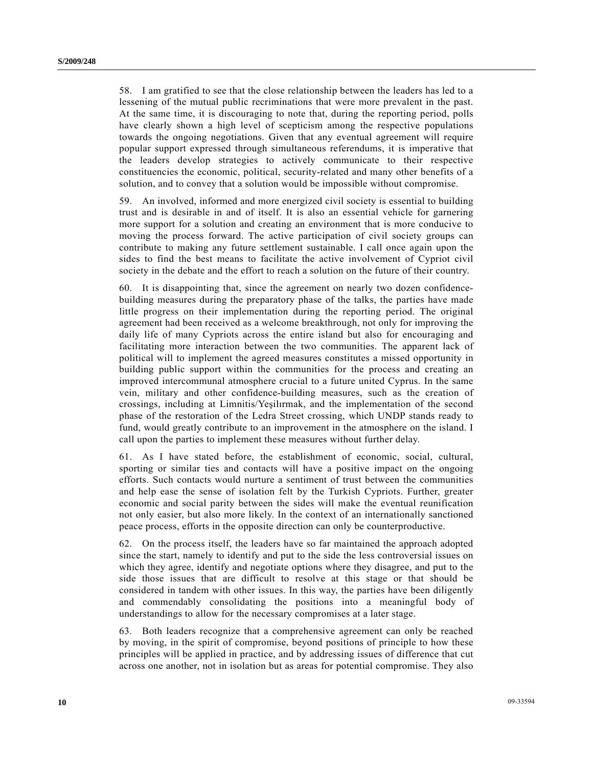58. I am gratified to see that the close relationship between the leaders has led to a lessening of the mutual public recriminations that were more prevalent in the past. At the same time, it is discouraging to note that, during the reporting period, polls have clearly shown a high level of scepticism among the respective populations towards the ongoing negotiations. Given that any eventual agreement will require popular support expressed through simultaneous referendums, it is imperative that the leaders develop strategies to actively communicate to their respective constituencies the economic, political, security-related and many other benefits of a solution, and to convey that a solution would be impossible without compromise.

59. An involved, informed and more energized civil society is essential to building trust and is desirable in and of itself. It is also an essential vehicle for garnering more support for a solution and creating an environment that is more conducive to moving the process forward. The active participation of civil society groups can contribute to making any future settlement sustainable. I call once again upon the sides to find the best means to facilitate the active involvement of Cypriot civil society in the debate and the effort to reach a solution on the future of their country.

60. It is disappointing that, since the agreement on nearly two dozen confidence-building measures during the preparatory phase of the talks, the parties have made little progress on their implementation during the reporting period. The original agreement had been received as a welcome breakthrough, not only for improving the daily life of many Cypriots across the entire island but also for encouraging and facilitating more interaction between the two communities. The apparent lack of political will to implement the agreed measures constitutes a missed opportunity in building public support within the communities for the process and creating an improved intercommunal atmosphere crucial to a future united Cyprus. In the same vein, military and other confidence-building measures, such as the creation of crossings, including at Limnitis/Yeşilırmak, and the implementation of the second phase of the restoration of the Ledra Street crossing, which UNDP stands ready to fund, would greatly contribute to an improvement in the atmosphere on the island. I call upon the parties to implement these measures without further delay.

61. As I have stated before, the establishment of economic, social, cultural, sporting or similar ties and contacts will have a positive impact on the ongoing efforts. Such contacts would nurture a sentiment of trust between the communities and help ease the sense of isolation felt by the Turkish Cypriots. Further, greater economic and social parity between the sides will make the eventual reunification not only easier, but also more likely. In the context of an internationally sanctioned peace process, efforts in the opposite direction can only be counterproductive.

62. On the process itself, the leaders have so far maintained the approach adopted since the start, namely to identify and put to the side the less controversial issues on which they agree, identify and negotiate options where they disagree, and put to the side those issues that are difficult to resolve at this stage or that should be considered in tandem with other issues. In this way, the parties have been diligently and commendably consolidating the positions into a meaningful body of understandings to allow for the necessary compromises at a later stage.

63. Both leaders recognize that a comprehensive agreement can only be reached by moving, in the spirit of compromise, beyond positions of principle to how these principles will be applied in practice, and by addressing issues of difference that cut across one another, not in isolation but as areas for potential compromise. They also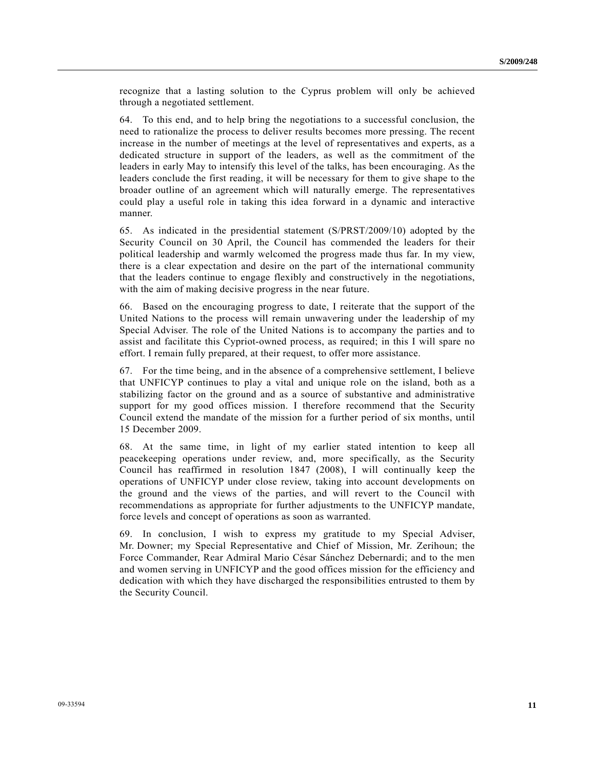recognize that a lasting solution to the Cyprus problem will only be achieved through a negotiated settlement.

64. To this end, and to help bring the negotiations to a successful conclusion, the need to rationalize the process to deliver results becomes more pressing. The recent increase in the number of meetings at the level of representatives and experts, as a dedicated structure in support of the leaders, as well as the commitment of the leaders in early May to intensify this level of the talks, has been encouraging. As the leaders conclude the first reading, it will be necessary for them to give shape to the broader outline of an agreement which will naturally emerge. The representatives could play a useful role in taking this idea forward in a dynamic and interactive manner.

65. As indicated in the presidential statement (S/PRST/2009/10) adopted by the Security Council on 30 April, the Council has commended the leaders for their political leadership and warmly welcomed the progress made thus far. In my view, there is a clear expectation and desire on the part of the international community that the leaders continue to engage flexibly and constructively in the negotiations, with the aim of making decisive progress in the near future.

66. Based on the encouraging progress to date, I reiterate that the support of the United Nations to the process will remain unwavering under the leadership of my Special Adviser. The role of the United Nations is to accompany the parties and to assist and facilitate this Cypriot-owned process, as required; in this I will spare no effort. I remain fully prepared, at their request, to offer more assistance.

67. For the time being, and in the absence of a comprehensive settlement, I believe that UNFICYP continues to play a vital and unique role on the island, both as a stabilizing factor on the ground and as a source of substantive and administrative support for my good offices mission. I therefore recommend that the Security Council extend the mandate of the mission for a further period of six months, until 15 December 2009.

68. At the same time, in light of my earlier stated intention to keep all peacekeeping operations under review, and, more specifically, as the Security Council has reaffirmed in resolution 1847 (2008), I will continually keep the operations of UNFICYP under close review, taking into account developments on the ground and the views of the parties, and will revert to the Council with recommendations as appropriate for further adjustments to the UNFICYP mandate, force levels and concept of operations as soon as warranted.

69. In conclusion, I wish to express my gratitude to my Special Adviser, Mr. Downer; my Special Representative and Chief of Mission, Mr. Zerihoun; the Force Commander, Rear Admiral Mario César Sánchez Debernardi; and to the men and women serving in UNFICYP and the good offices mission for the efficiency and dedication with which they have discharged the responsibilities entrusted to them by the Security Council.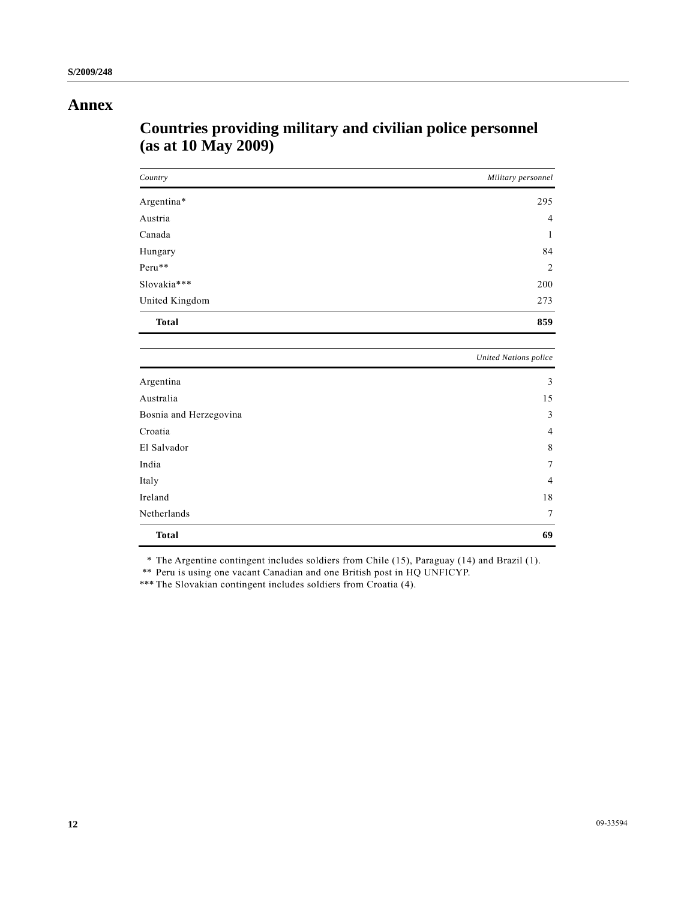# Annex

## Countries providing military and civilian police personnel (as at 10 May 2009)

| *Country* | *Military personnel* |
|---|---:|
| Argentina* | 295 |
| Austria | 4 |
| Canada | 1 |
| Hungary | 84 |
| Peru** | 2 |
| Slovakia*** | 200 |
| United Kingdom | 273 |
| **Total** | **859** |

| | *United Nations police* |
|---|---:|
| Argentina | 3 |
| Australia | 15 |
| Bosnia and Herzegovina | 3 |
| Croatia | 4 |
| El Salvador | 8 |
| India | 7 |
| Italy | 4 |
| Ireland | 18 |
| Netherlands | 7 |
| **Total** | **69** |

\* The Argentine contingent includes soldiers from Chile (15), Paraguay (14) and Brazil (1).

\** Peru is using one vacant Canadian and one British post in HQ UNFICYP.

\*** The Slovakian contingent includes soldiers from Croatia (4).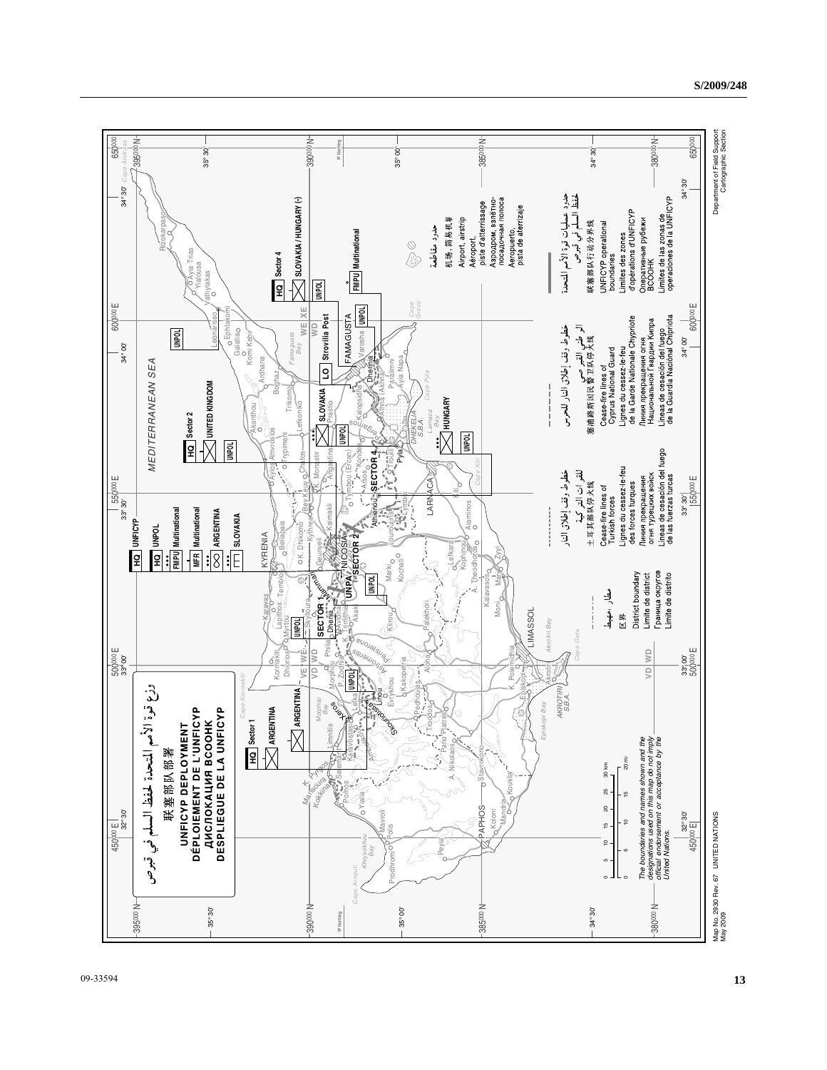وزع قوة الأمم المتحدة لحفظ السلام في قبرص

联塞部队部署

UNFICYP DEPLOYMENT

DÉPLOIEMENT DE L'UNFICYP

ДИСЛОКАЦИЯ ВСООНК

DESPLIEGUE DE LA UNFICYP

HQ UNFICYP

HQ UNPOL

FMPU Multinational

MFR Multinational

ARGENTINA

SLOVAKIA

HQ Sector 1 ARGENTINA

HQ Sector 2 UNITED KINGDOM

HQ Sector 4 SLOVAKIA / HUNGARY (-)

FMPU Multinational

SLOVAKIA

HUNGARY

LO Strovilia Post

UNPOL

UNPA

SECTOR 1

SECTOR 2

SECTOR 4

MEDITERRANEAN SEA

KYRENIA

NICOSIA

FAMAGUSTA

LARNACA

LIMASSOL

PAPHOS

AKROTIRI S.B.A.

DHEKELIA S.B.A.

خطوط وقف إطلاق النار للقوات التركية

土耳其部队停火线

Cease-fire lines of Turkish forces

Lignes du cessez-le-feu des forces turques

Линия прекращения огня турецких войск

Líneas de cesación del fuego de las fuerzas turcas

خطوط وقف إطلاق النار للحرس الوطني القبرصي

塞浦路斯国民警卫队停火线

Cease-fire lines of Cyprus National Guard

Lignes du cessez-le-feu de la Garde Nationale Chypriote

Линия прекращения огня Национальной Гвардии Кипра

Líneas de cesación del fuego de la Guardia Nacional Chipriota

حدود عمليات قوة الأمم المتحدة لحفظ السلام في قبرص

联塞部队行动分界线

UNFICYP operational boundaries

Limites des zones d'opérations d'UNFICYP

Оперативные рубежи ВСООНК

Límites de las zonas de operaciones de la UNFICYP

حدود مقاطعة

区界

District boundary

Limite de district

Граница округов

Límite de distrito

مطار ، مهبط

机场，简易机场

Airport, airstrip

Aéroport, piste d'atterrissage

Аэродром, взлётно-посадочная полоса

Aeropuerto, pista de aterrizaje

0 5 10 15 20 25 30 km

0 5 10 15 20 mi

The boundaries and names shown and the designations used on this map do not imply official endorsement or acceptance by the United Nations.

Map No. 2930 Rev. 67 UNITED NATIONS
May 2009

Department of Field Support
Cartographic Section